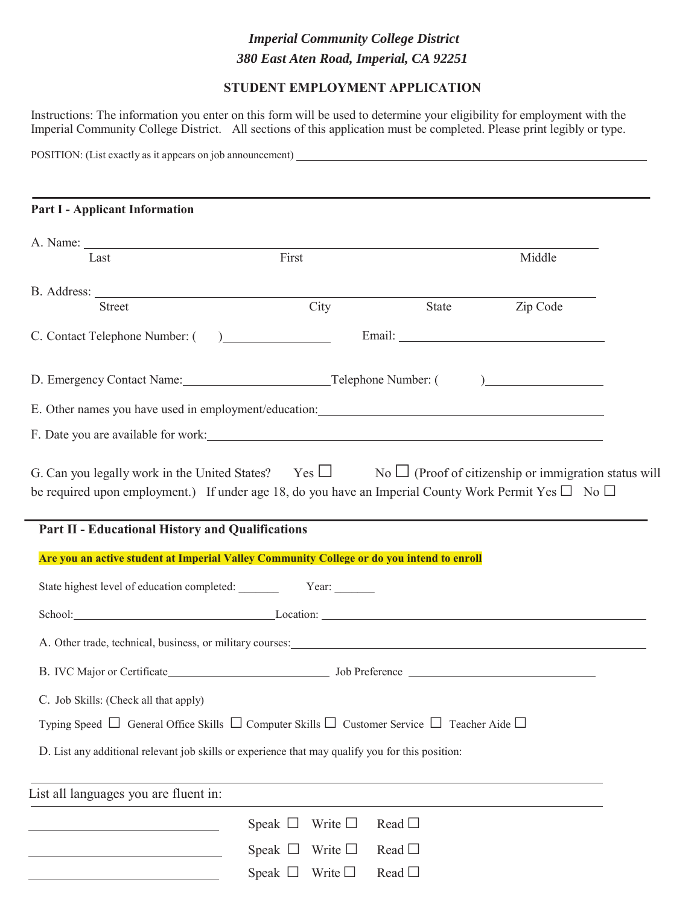*Imperial Community College District*
*380 East Aten Road, Imperial, CA 92251*

## STUDENT EMPLOYMENT APPLICATION

Instructions: The information you enter on this form will be used to determine your eligibility for employment with the Imperial Community College District. All sections of this application must be completed. Please print legibly or type.

POSITION: (List exactly as it appears on job announcement) ______________________________

### Part I - Applicant Information

A. Name: ______________________________________________
Last First Middle

B. Address: ______________________________________________
Street City State Zip Code

C. Contact Telephone Number: (   )______________ Email: ______________________

D. Emergency Contact Name:____________________Telephone Number: (   )______________

E. Other names you have used in employment/education:______________________________

F. Date you are available for work:______________________________

G. Can you legally work in the United States? Yes ☐ No ☐ (Proof of citizenship or immigration status will be required upon employment.) If under age 18, do you have an Imperial County Work Permit Yes ☐ No ☐

### Part II - Educational History and Qualifications

**Are you an active student at Imperial Valley Community College or do you intend to enroll**

State highest level of education completed: _______ Year: _______

School:______________________Location: ______________________

A. Other trade, technical, business, or military courses:______________________________

B. IVC Major or Certificate______________________ Job Preference ______________________

C. Job Skills: (Check all that apply)

Typing Speed ☐ General Office Skills ☐ Computer Skills ☐ Customer Service ☐ Teacher Aide ☐

D. List any additional relevant job skills or experience that may qualify you for this position:

______________________________________________

List all languages you are fluent in:

______________________ Speak ☐ Write ☐ Read ☐

______________________ Speak ☐ Write ☐ Read ☐

______________________ Speak ☐ Write ☐ Read ☐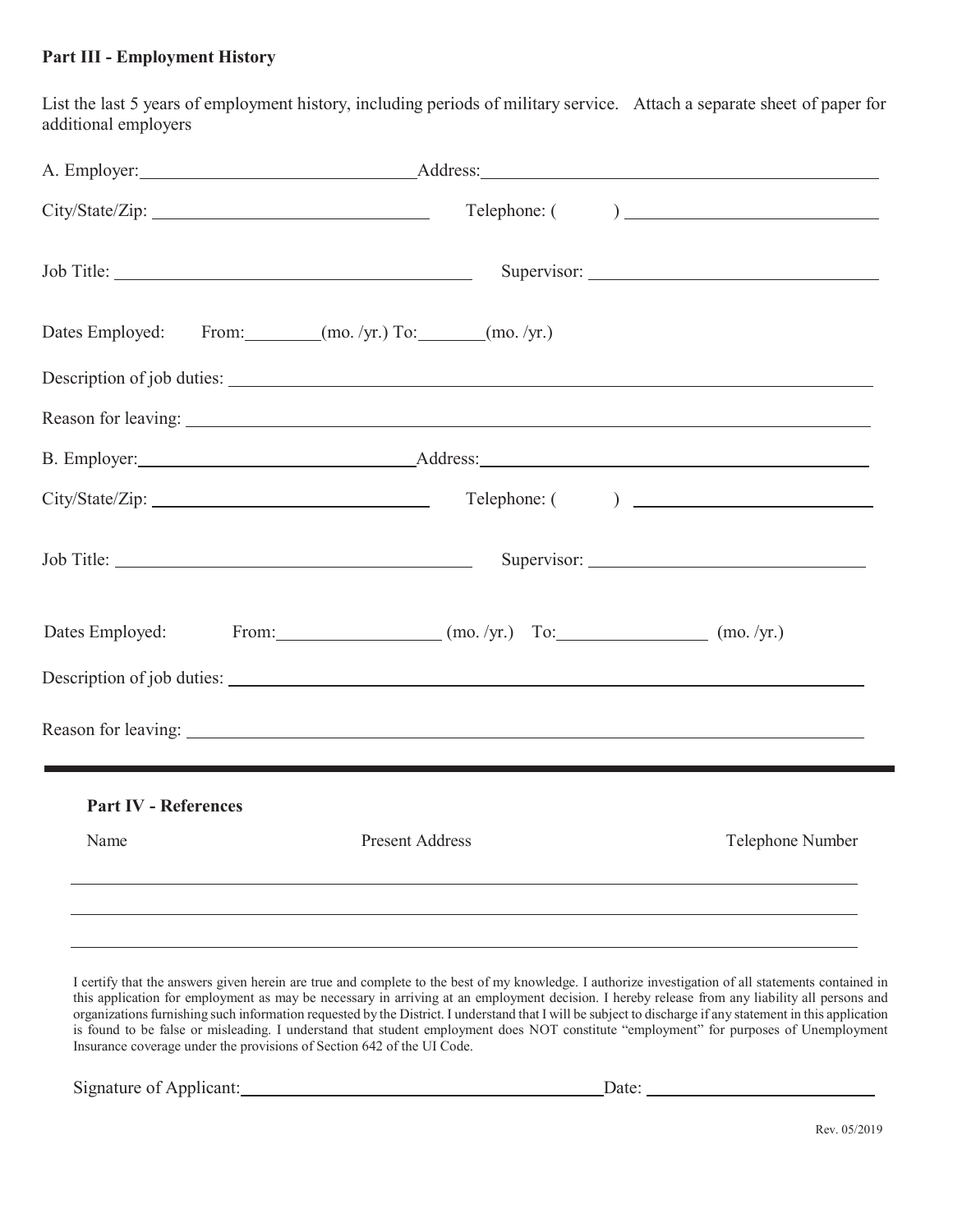**Part III - Employment History**

List the last 5 years of employment history, including periods of military service. Attach a separate sheet of paper for additional employers

A. Employer: \_\_\_\_\_\_\_\_\_\_\_\_\_\_\_\_\_\_\_\_ Address: \_\_\_\_\_\_\_\_\_\_\_\_\_\_\_\_\_\_\_\_

City/State/Zip: \_\_\_\_\_\_\_\_\_\_\_\_\_\_\_\_\_\_\_\_ Telephone: ( ) \_\_\_\_\_\_\_\_\_\_\_\_\_\_\_\_\_\_\_\_

Job Title: \_\_\_\_\_\_\_\_\_\_\_\_\_\_\_\_\_\_\_\_ Supervisor: \_\_\_\_\_\_\_\_\_\_\_\_\_\_\_\_\_\_\_\_

Dates Employed: From: \_\_\_\_\_\_\_\_ (mo. /yr.) To: \_\_\_\_\_\_\_\_ (mo. /yr.)

Description of job duties: \_\_\_\_\_\_\_\_\_\_\_\_\_\_\_\_\_\_\_\_

Reason for leaving: \_\_\_\_\_\_\_\_\_\_\_\_\_\_\_\_\_\_\_\_

B. Employer: \_\_\_\_\_\_\_\_\_\_\_\_\_\_\_\_\_\_\_\_ Address: \_\_\_\_\_\_\_\_\_\_\_\_\_\_\_\_\_\_\_\_

City/State/Zip: \_\_\_\_\_\_\_\_\_\_\_\_\_\_\_\_\_\_\_\_ Telephone: ( ) \_\_\_\_\_\_\_\_\_\_\_\_\_\_\_\_\_\_\_\_

Job Title: \_\_\_\_\_\_\_\_\_\_\_\_\_\_\_\_\_\_\_\_ Supervisor: \_\_\_\_\_\_\_\_\_\_\_\_\_\_\_\_\_\_\_\_

Dates Employed: From: \_\_\_\_\_\_\_\_ (mo. /yr.) To: \_\_\_\_\_\_\_\_ (mo. /yr.)

Description of job duties: \_\_\_\_\_\_\_\_\_\_\_\_\_\_\_\_\_\_\_\_

Reason for leaving: \_\_\_\_\_\_\_\_\_\_\_\_\_\_\_\_\_\_\_\_

---

**Part IV - References**

| Name | Present Address | Telephone Number |
|---|---|---|
| | | |
| | | |
| | | |

I certify that the answers given herein are true and complete to the best of my knowledge. I authorize investigation of all statements contained in this application for employment as may be necessary in arriving at an employment decision. I hereby release from any liability all persons and organizations furnishing such information requested by the District. I understand that I will be subject to discharge if any statement in this application is found to be false or misleading. I understand that student employment does NOT constitute "employment" for purposes of Unemployment Insurance coverage under the provisions of Section 642 of the UI Code.

Signature of Applicant: \_\_\_\_\_\_\_\_\_\_\_\_\_\_\_\_\_\_\_\_ Date: \_\_\_\_\_\_\_\_\_\_\_\_\_\_\_\_\_\_\_\_

Rev. 05/2019